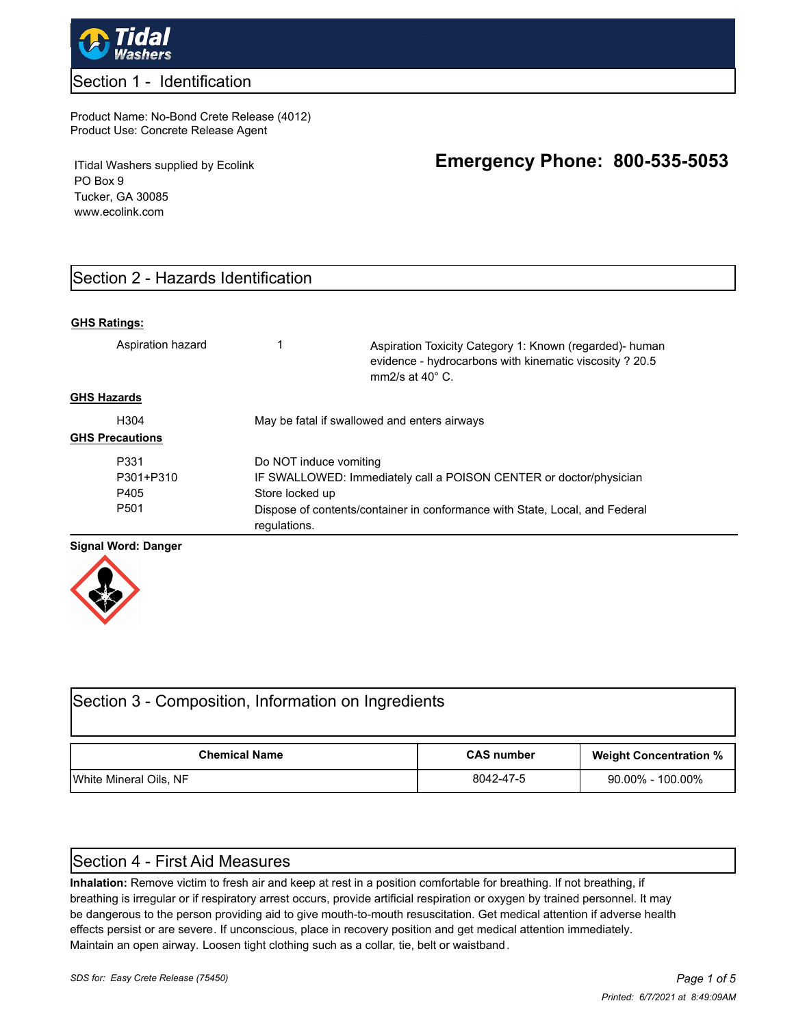## Section 1 - Identification

Product Name: No-Bond Crete Release (4012)
Product Use: Concrete Release Agent

ITidal Washers supplied by Ecolink
PO Box 9
Tucker, GA 30085
www.ecolink.com

**Emergency Phone: 800-535-5053**

## Section 2 - Hazards Identification

**GHS Ratings:**

| | | |
|---|---|---|
| Aspiration hazard | 1 | Aspiration Toxicity Category 1: Known (regarded)- human evidence - hydrocarbons with kinematic viscosity ? 20.5 mm2/s at 40° C. |

**GHS Hazards**

| | |
|---|---|
| H304 | May be fatal if swallowed and enters airways |

**GHS Precautions**

| | |
|---|---|
| P331 | Do NOT induce vomiting |
| P301+P310 | IF SWALLOWED: Immediately call a POISON CENTER or doctor/physician |
| P405 | Store locked up |
| P501 | Dispose of contents/container in conformance with State, Local, and Federal regulations. |

**Signal Word: Danger**

## Section 3 - Composition, Information on Ingredients

| Chemical Name | CAS number | Weight Concentration % |
|---|---|---|
| White Mineral Oils, NF | 8042-47-5 | 90.00% - 100.00% |

## Section 4 - First Aid Measures

**Inhalation:** Remove victim to fresh air and keep at rest in a position comfortable for breathing. If not breathing, if breathing is irregular or if respiratory arrest occurs, provide artificial respiration or oxygen by trained personnel. It may be dangerous to the person providing aid to give mouth-to-mouth resuscitation. Get medical attention if adverse health effects persist or are severe. If unconscious, place in recovery position and get medical attention immediately. Maintain an open airway. Loosen tight clothing such as a collar, tie, belt or waistband.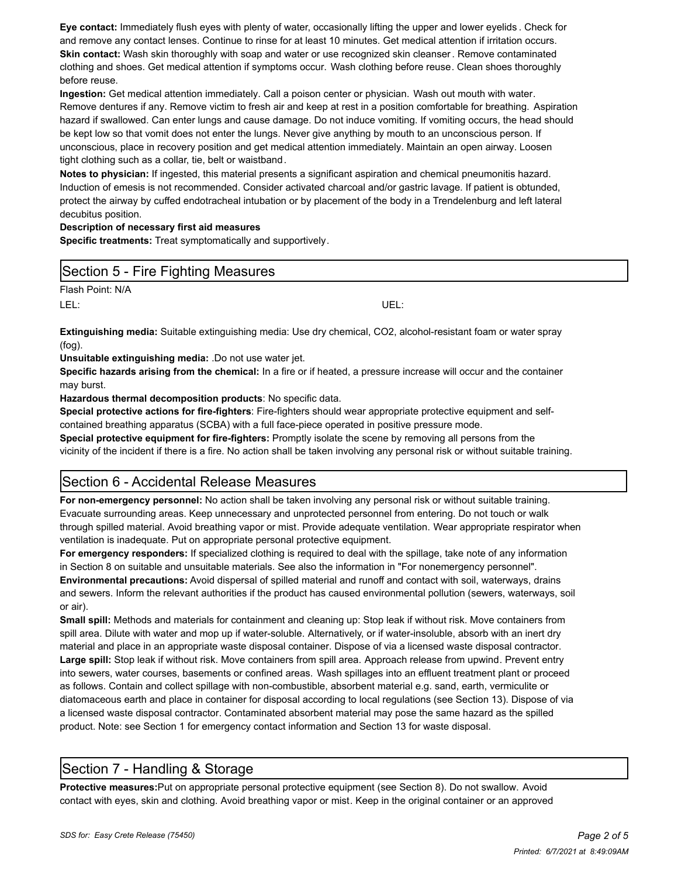**Eye contact:** Immediately flush eyes with plenty of water, occasionally lifting the upper and lower eyelids. Check for and remove any contact lenses. Continue to rinse for at least 10 minutes. Get medical attention if irritation occurs.

**Skin contact:** Wash skin thoroughly with soap and water or use recognized skin cleanser. Remove contaminated clothing and shoes. Get medical attention if symptoms occur. Wash clothing before reuse. Clean shoes thoroughly before reuse.

**Ingestion:** Get medical attention immediately. Call a poison center or physician. Wash out mouth with water. Remove dentures if any. Remove victim to fresh air and keep at rest in a position comfortable for breathing. Aspiration hazard if swallowed. Can enter lungs and cause damage. Do not induce vomiting. If vomiting occurs, the head should be kept low so that vomit does not enter the lungs. Never give anything by mouth to an unconscious person. If unconscious, place in recovery position and get medical attention immediately. Maintain an open airway. Loosen tight clothing such as a collar, tie, belt or waistband.

**Notes to physician:** If ingested, this material presents a significant aspiration and chemical pneumonitis hazard. Induction of emesis is not recommended. Consider activated charcoal and/or gastric lavage. If patient is obtunded, protect the airway by cuffed endotracheal intubation or by placement of the body in a Trendelenburg and left lateral decubitus position.

**Description of necessary first aid measures**

**Specific treatments:** Treat symptomatically and supportively.

## Section 5 - Fire Fighting Measures

Flash Point: N/A

LEL: UEL:

**Extinguishing media:** Suitable extinguishing media: Use dry chemical, $CO_2$, alcohol-resistant foam or water spray (fog).

**Unsuitable extinguishing media:** .Do not use water jet.

**Specific hazards arising from the chemical:** In a fire or if heated, a pressure increase will occur and the container may burst.

**Hazardous thermal decomposition products**: No specific data.

**Special protective actions for fire-fighters**: Fire-fighters should wear appropriate protective equipment and self-contained breathing apparatus (SCBA) with a full face-piece operated in positive pressure mode.

**Special protective equipment for fire-fighters:** Promptly isolate the scene by removing all persons from the vicinity of the incident if there is a fire. No action shall be taken involving any personal risk or without suitable training.

## Section 6 - Accidental Release Measures

**For non-emergency personnel:** No action shall be taken involving any personal risk or without suitable training. Evacuate surrounding areas. Keep unnecessary and unprotected personnel from entering. Do not touch or walk through spilled material. Avoid breathing vapor or mist. Provide adequate ventilation. Wear appropriate respirator when ventilation is inadequate. Put on appropriate personal protective equipment.

**For emergency responders:** If specialized clothing is required to deal with the spillage, take note of any information in Section 8 on suitable and unsuitable materials. See also the information in "For nonemergency personnel".

**Environmental precautions:** Avoid dispersal of spilled material and runoff and contact with soil, waterways, drains and sewers. Inform the relevant authorities if the product has caused environmental pollution (sewers, waterways, soil or air).

**Small spill:** Methods and materials for containment and cleaning up: Stop leak if without risk. Move containers from spill area. Dilute with water and mop up if water-soluble. Alternatively, or if water-insoluble, absorb with an inert dry material and place in an appropriate waste disposal container. Dispose of via a licensed waste disposal contractor.

**Large spill:** Stop leak if without risk. Move containers from spill area. Approach release from upwind. Prevent entry into sewers, water courses, basements or confined areas. Wash spillages into an effluent treatment plant or proceed as follows. Contain and collect spillage with non-combustible, absorbent material e.g. sand, earth, vermiculite or diatomaceous earth and place in container for disposal according to local regulations (see Section 13). Dispose of via a licensed waste disposal contractor. Contaminated absorbent material may pose the same hazard as the spilled product. Note: see Section 1 for emergency contact information and Section 13 for waste disposal.

## Section 7 - Handling & Storage

**Protective measures:**Put on appropriate personal protective equipment (see Section 8). Do not swallow. Avoid contact with eyes, skin and clothing. Avoid breathing vapor or mist. Keep in the original container or an approved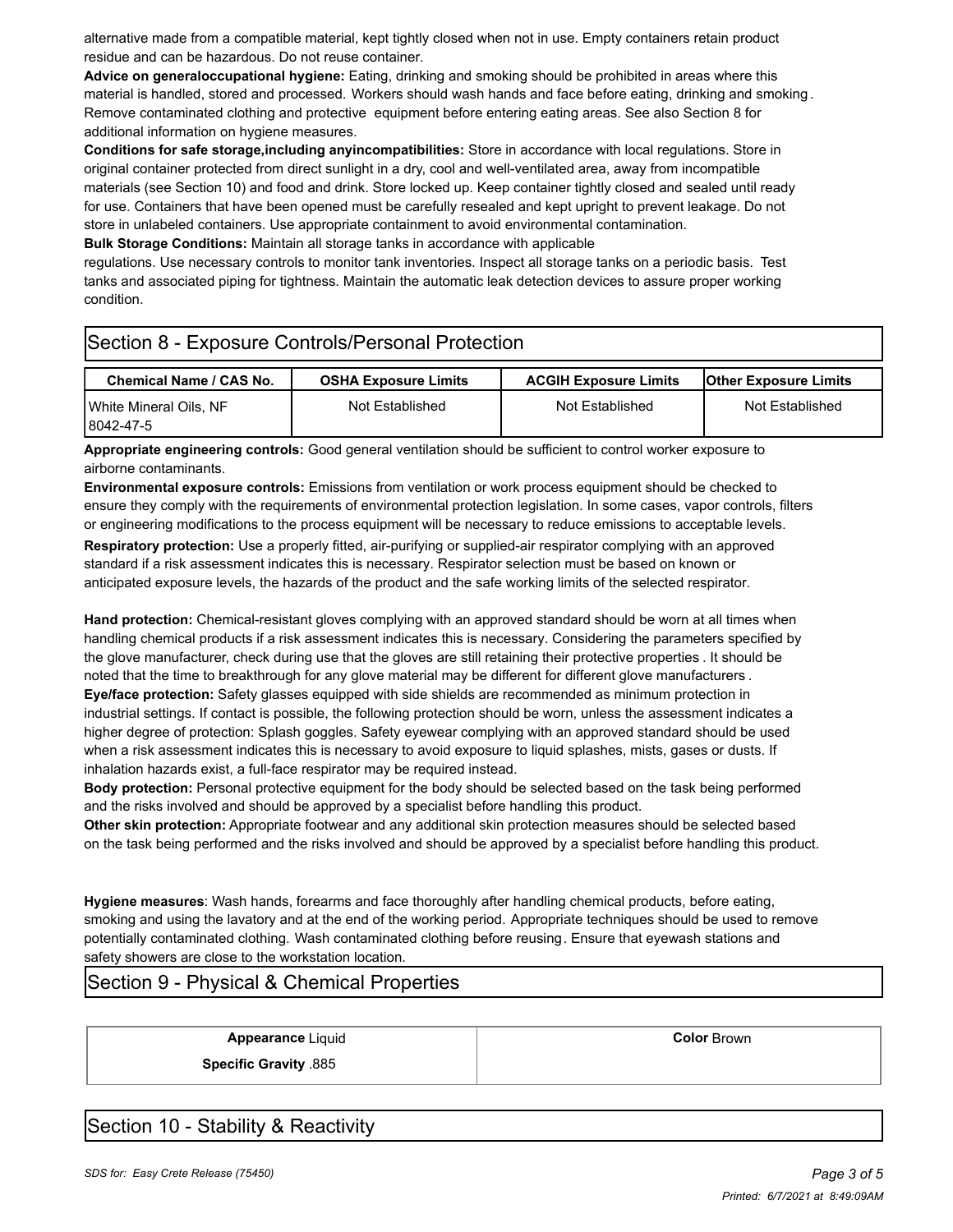alternative made from a compatible material, kept tightly closed when not in use. Empty containers retain product residue and can be hazardous. Do not reuse container.

**Advice on generaloccupational hygiene:** Eating, drinking and smoking should be prohibited in areas where this material is handled, stored and processed. Workers should wash hands and face before eating, drinking and smoking. Remove contaminated clothing and protective equipment before entering eating areas. See also Section 8 for additional information on hygiene measures.

**Conditions for safe storage,including anyincompatibilities:** Store in accordance with local regulations. Store in original container protected from direct sunlight in a dry, cool and well-ventilated area, away from incompatible materials (see Section 10) and food and drink. Store locked up. Keep container tightly closed and sealed until ready for use. Containers that have been opened must be carefully resealed and kept upright to prevent leakage. Do not store in unlabeled containers. Use appropriate containment to avoid environmental contamination.

**Bulk Storage Conditions:** Maintain all storage tanks in accordance with applicable regulations. Use necessary controls to monitor tank inventories. Inspect all storage tanks on a periodic basis. Test tanks and associated piping for tightness. Maintain the automatic leak detection devices to assure proper working condition.

## Section 8 - Exposure Controls/Personal Protection

| Chemical Name / CAS No. | OSHA Exposure Limits | ACGIH Exposure Limits | Other Exposure Limits |
|---|---|---|---|
| White Mineral Oils, NF 8042-47-5 | Not Established | Not Established | Not Established |

**Appropriate engineering controls:** Good general ventilation should be sufficient to control worker exposure to airborne contaminants.

**Environmental exposure controls:** Emissions from ventilation or work process equipment should be checked to ensure they comply with the requirements of environmental protection legislation. In some cases, vapor controls, filters or engineering modifications to the process equipment will be necessary to reduce emissions to acceptable levels.

**Respiratory protection:** Use a properly fitted, air-purifying or supplied-air respirator complying with an approved standard if a risk assessment indicates this is necessary. Respirator selection must be based on known or anticipated exposure levels, the hazards of the product and the safe working limits of the selected respirator.

**Hand protection:** Chemical-resistant gloves complying with an approved standard should be worn at all times when handling chemical products if a risk assessment indicates this is necessary. Considering the parameters specified by the glove manufacturer, check during use that the gloves are still retaining their protective properties. It should be noted that the time to breakthrough for any glove material may be different for different glove manufacturers.

**Eye/face protection:** Safety glasses equipped with side shields are recommended as minimum protection in industrial settings. If contact is possible, the following protection should be worn, unless the assessment indicates a higher degree of protection: Splash goggles. Safety eyewear complying with an approved standard should be used when a risk assessment indicates this is necessary to avoid exposure to liquid splashes, mists, gases or dusts. If inhalation hazards exist, a full-face respirator may be required instead.

**Body protection:** Personal protective equipment for the body should be selected based on the task being performed and the risks involved and should be approved by a specialist before handling this product.

**Other skin protection:** Appropriate footwear and any additional skin protection measures should be selected based on the task being performed and the risks involved and should be approved by a specialist before handling this product.

**Hygiene measures**: Wash hands, forearms and face thoroughly after handling chemical products, before eating, smoking and using the lavatory and at the end of the working period. Appropriate techniques should be used to remove potentially contaminated clothing. Wash contaminated clothing before reusing. Ensure that eyewash stations and safety showers are close to the workstation location.

## Section 9 - Physical & Chemical Properties

| | |
|---|---|
| **Appearance** Liquid<br>**Specific Gravity** .885 | **Color** Brown |

## Section 10 - Stability & Reactivity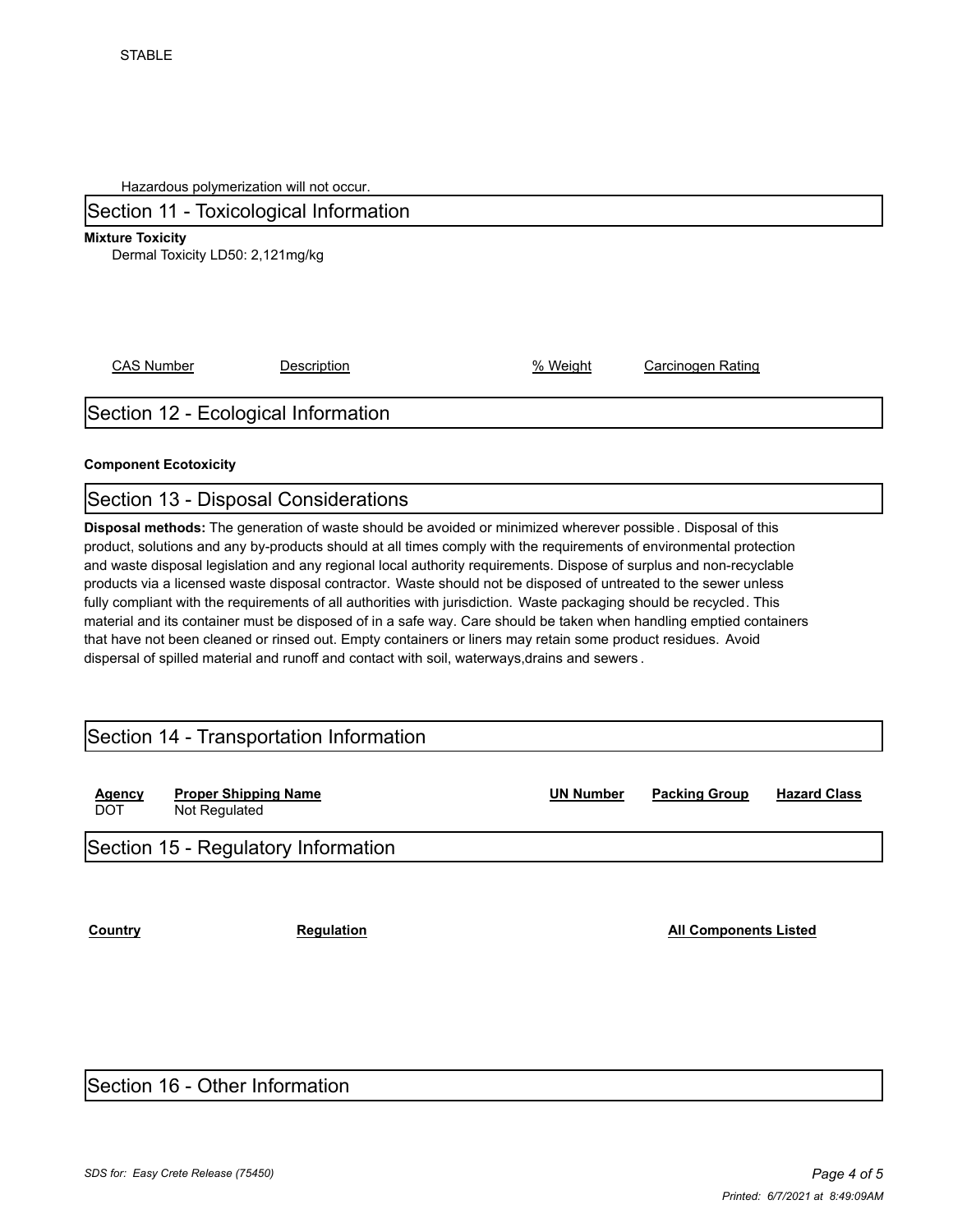STABLE

Hazardous polymerization will not occur.

## Section 11 - Toxicological Information

**Mixture Toxicity**

Dermal Toxicity LD50: 2,121mg/kg

| CAS Number | Description | % Weight | Carcinogen Rating |
|---|---|---|---|

## Section 12 - Ecological Information

**Component Ecotoxicity**

## Section 13 - Disposal Considerations

**Disposal methods:** The generation of waste should be avoided or minimized wherever possible. Disposal of this product, solutions and any by-products should at all times comply with the requirements of environmental protection and waste disposal legislation and any regional local authority requirements. Dispose of surplus and non-recyclable products via a licensed waste disposal contractor. Waste should not be disposed of untreated to the sewer unless fully compliant with the requirements of all authorities with jurisdiction. Waste packaging should be recycled. This material and its container must be disposed of in a safe way. Care should be taken when handling emptied containers that have not been cleaned or rinsed out. Empty containers or liners may retain some product residues. Avoid dispersal of spilled material and runoff and contact with soil, waterways,drains and sewers.

## Section 14 - Transportation Information

| Agency | Proper Shipping Name | UN Number | Packing Group | Hazard Class |
|---|---|---|---|---|
| DOT | Not Regulated | | | |

## Section 15 - Regulatory Information

| Country | Regulation | All Components Listed |
|---|---|---|

## Section 16 - Other Information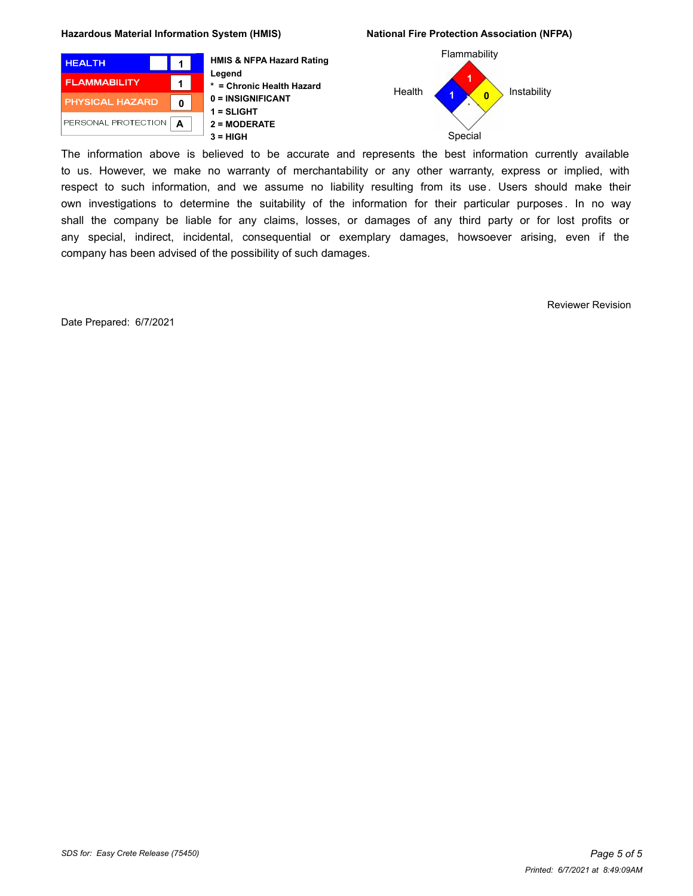**Hazardous Material Information System (HMIS)**

| | |
|---|---|
| HEALTH | 1 |
| FLAMMABILITY | 1 |
| PHYSICAL HAZARD | 0 |
| PERSONAL PROTECTION | A |

**HMIS & NFPA Hazard Rating Legend**
**\* = Chronic Health Hazard**
**0 = INSIGNIFICANT**
**1 = SLIGHT**
**2 = MODERATE**
**3 = HIGH**

**National Fire Protection Association (NFPA)**

Flammability 1
Health 1
Instability 0
Special

The information above is believed to be accurate and represents the best information currently available to us. However, we make no warranty of merchantability or any other warranty, express or implied, with respect to such information, and we assume no liability resulting from its use. Users should make their own investigations to determine the suitability of the information for their particular purposes. In no way shall the company be liable for any claims, losses, or damages of any third party or for lost profits or any special, indirect, incidental, consequential or exemplary damages, howsoever arising, even if the company has been advised of the possibility of such damages.

Reviewer Revision

Date Prepared: 6/7/2021